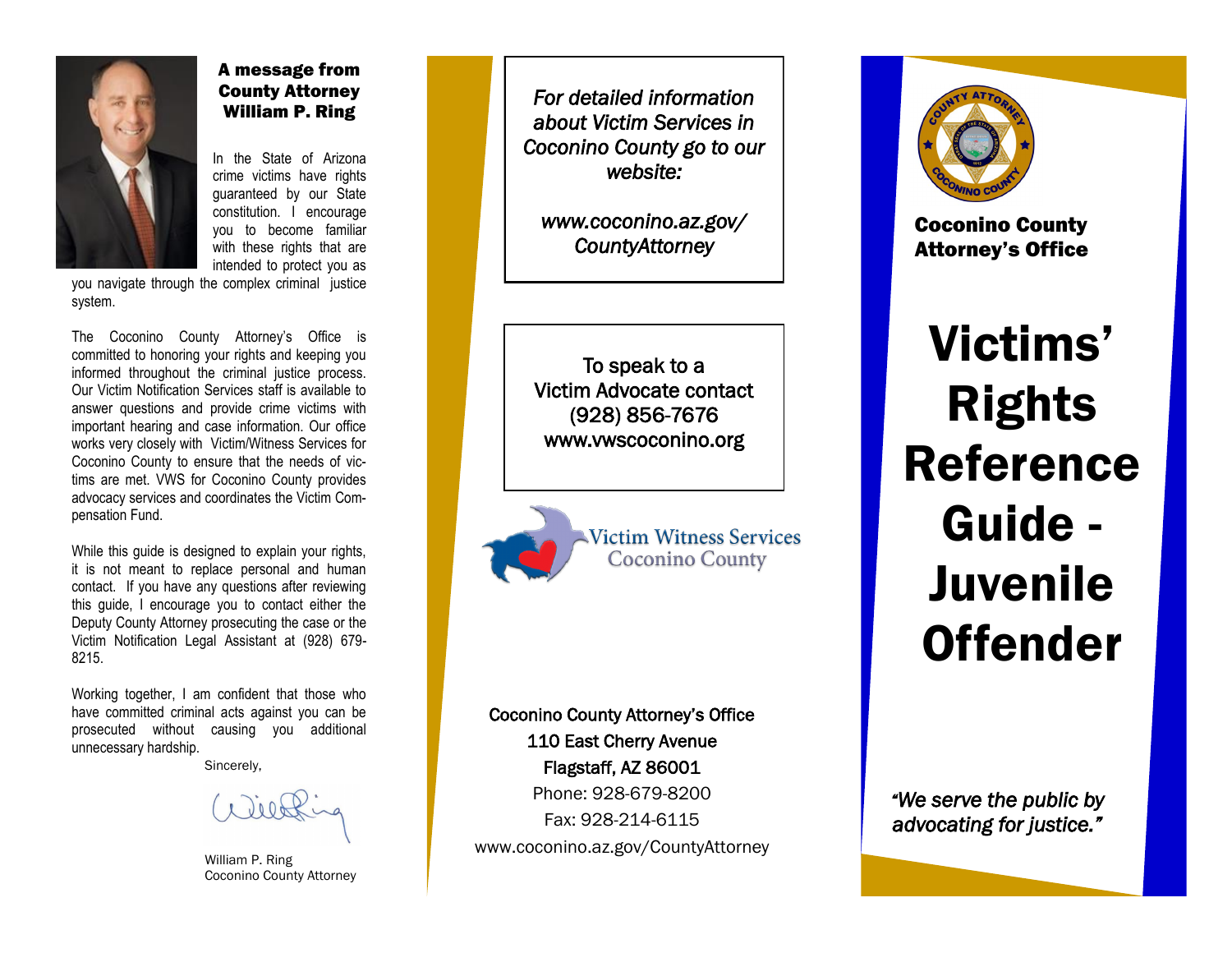## A message from County Attorney William P. Ring

In the State of Arizona crime victims have rights guaranteed by our State constitution. I encourage you to become familiar with these rights that are intended to protect you as you navigate through the complex criminal justice system.

The Coconino County Attorney's Office is committed to honoring your rights and keeping you informed throughout the criminal justice process. Our Victim Notification Services staff is available to answer questions and provide crime victims with important hearing and case information. Our office works very closely with Victim/Witness Services for Coconino County to ensure that the needs of victims are met. VWS for Coconino County provides advocacy services and coordinates the Victim Compensation Fund.

While this guide is designed to explain your rights, it is not meant to replace personal and human contact. If you have any questions after reviewing this guide, I encourage you to contact either the Deputy County Attorney prosecuting the case or the Victim Notification Legal Assistant at (928) 679-8215.

Working together, I am confident that those who have committed criminal acts against you can be prosecuted without causing you additional unnecessary hardship.

Sincerely,

William P. Ring
Coconino County Attorney

---

*For detailed information about Victim Services in Coconino County go to our website:*

*www.coconino.az.gov/CountyAttorney*

---

To speak to a Victim Advocate contact
(928) 856-7676
www.vwscoconino.org

Victim Witness Services
Coconino County

---

Coconino County Attorney's Office
110 East Cherry Avenue
Flagstaff, AZ 86001
Phone: 928-679-8200
Fax: 928-214-6115
www.coconino.az.gov/CountyAttorney

---

**Coconino County Attorney's Office**

# Victims' Rights Reference Guide - Juvenile Offender

*"We serve the public by advocating for justice."*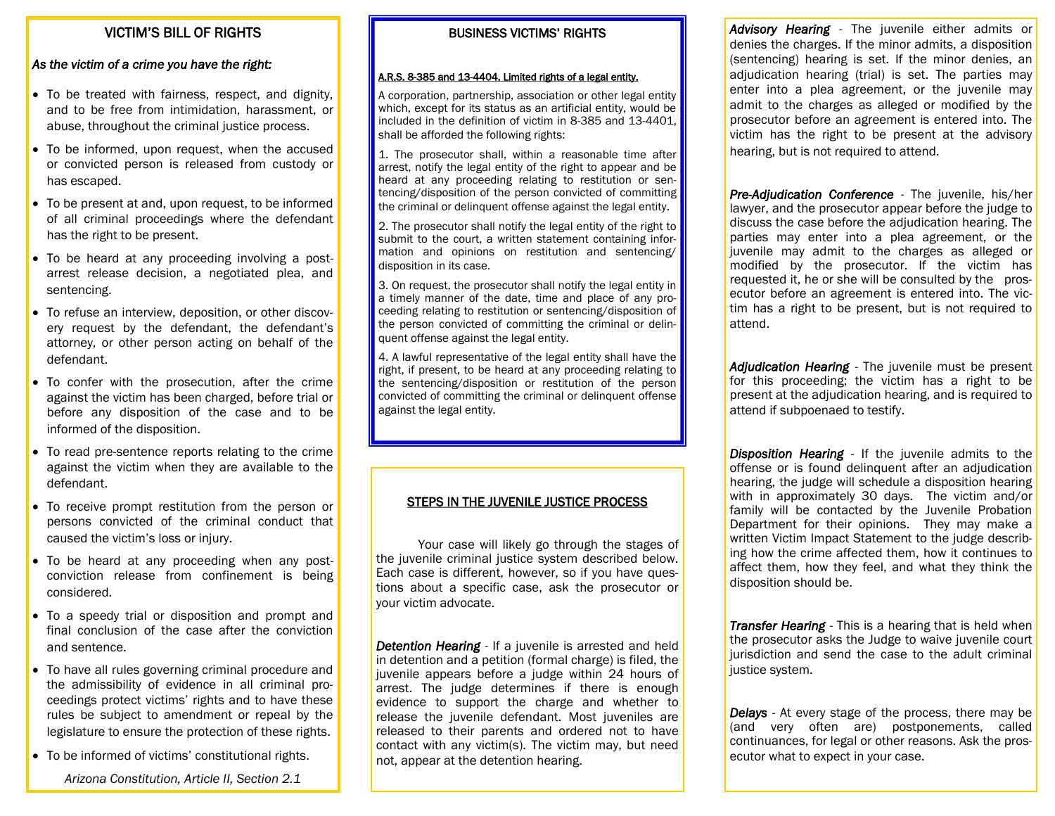## VICTIM'S BILL OF RIGHTS

***As the victim of a crime you have the right:***

- To be treated with fairness, respect, and dignity, and to be free from intimidation, harassment, or abuse, throughout the criminal justice process.
- To be informed, upon request, when the accused or convicted person is released from custody or has escaped.
- To be present at and, upon request, to be informed of all criminal proceedings where the defendant has the right to be present.
- To be heard at any proceeding involving a post-arrest release decision, a negotiated plea, and sentencing.
- To refuse an interview, deposition, or other discovery request by the defendant, the defendant's attorney, or other person acting on behalf of the defendant.
- To confer with the prosecution, after the crime against the victim has been charged, before trial or before any disposition of the case and to be informed of the disposition.
- To read pre-sentence reports relating to the crime against the victim when they are available to the defendant.
- To receive prompt restitution from the person or persons convicted of the criminal conduct that caused the victim's loss or injury.
- To be heard at any proceeding when any post-conviction release from confinement is being considered.
- To a speedy trial or disposition and prompt and final conclusion of the case after the conviction and sentence.
- To have all rules governing criminal procedure and the admissibility of evidence in all criminal proceedings protect victims' rights and to have these rules be subject to amendment or repeal by the legislature to ensure the protection of these rights.
- To be informed of victims' constitutional rights.

*Arizona Constitution, Article II, Section 2.1*

## BUSINESS VICTIMS' RIGHTS

**A.R.S. 8-385 and 13-4404. Limited rights of a legal entity.**

A corporation, partnership, association or other legal entity which, except for its status as an artificial entity, would be included in the definition of victim in 8-385 and 13-4401, shall be afforded the following rights:

1. The prosecutor shall, within a reasonable time after arrest, notify the legal entity of the right to appear and be heard at any proceeding relating to restitution or sentencing/disposition of the person convicted of committing the criminal or delinquent offense against the legal entity.
2. The prosecutor shall notify the legal entity of the right to submit to the court, a written statement containing information and opinions on restitution and sentencing/ disposition in its case.
3. On request, the prosecutor shall notify the legal entity in a timely manner of the date, time and place of any proceeding relating to restitution or sentencing/disposition of the person convicted of committing the criminal or delinquent offense against the legal entity.
4. A lawful representative of the legal entity shall have the right, if present, to be heard at any proceeding relating to the sentencing/disposition or restitution of the person convicted of committing the criminal or delinquent offense against the legal entity.

## STEPS IN THE JUVENILE JUSTICE PROCESS

Your case will likely go through the stages of the juvenile criminal justice system described below. Each case is different, however, so if you have questions about a specific case, ask the prosecutor or your victim advocate.

***Detention Hearing*** - If a juvenile is arrested and held in detention and a petition (formal charge) is filed, the juvenile appears before a judge within 24 hours of arrest. The judge determines if there is enough evidence to support the charge and whether to release the juvenile defendant. Most juveniles are released to their parents and ordered not to have contact with any victim(s). The victim may, but need not, appear at the detention hearing.

***Advisory Hearing*** - The juvenile either admits or denies the charges. If the minor admits, a disposition (sentencing) hearing is set. If the minor denies, an adjudication hearing (trial) is set. The parties may enter into a plea agreement, or the juvenile may admit to the charges as alleged or modified by the prosecutor before an agreement is entered into. The victim has the right to be present at the advisory hearing, but is not required to attend.

***Pre-Adjudication Conference*** - The juvenile, his/her lawyer, and the prosecutor appear before the judge to discuss the case before the adjudication hearing. The parties may enter into a plea agreement, or the juvenile may admit to the charges as alleged or modified by the prosecutor. If the victim has requested it, he or she will be consulted by the prosecutor before an agreement is entered into. The victim has a right to be present, but is not required to attend.

***Adjudication Hearing*** - The juvenile must be present for this proceeding; the victim has a right to be present at the adjudication hearing, and is required to attend if subpoenaed to testify.

***Disposition Hearing*** - If the juvenile admits to the offense or is found delinquent after an adjudication hearing, the judge will schedule a disposition hearing with in approximately 30 days. The victim and/or family will be contacted by the Juvenile Probation Department for their opinions. They may make a written Victim Impact Statement to the judge describing how the crime affected them, how it continues to affect them, how they feel, and what they think the disposition should be.

***Transfer Hearing*** - This is a hearing that is held when the prosecutor asks the Judge to waive juvenile court jurisdiction and send the case to the adult criminal justice system.

***Delays*** - At every stage of the process, there may be (and very often are) postponements, called continuances, for legal or other reasons. Ask the prosecutor what to expect in your case.